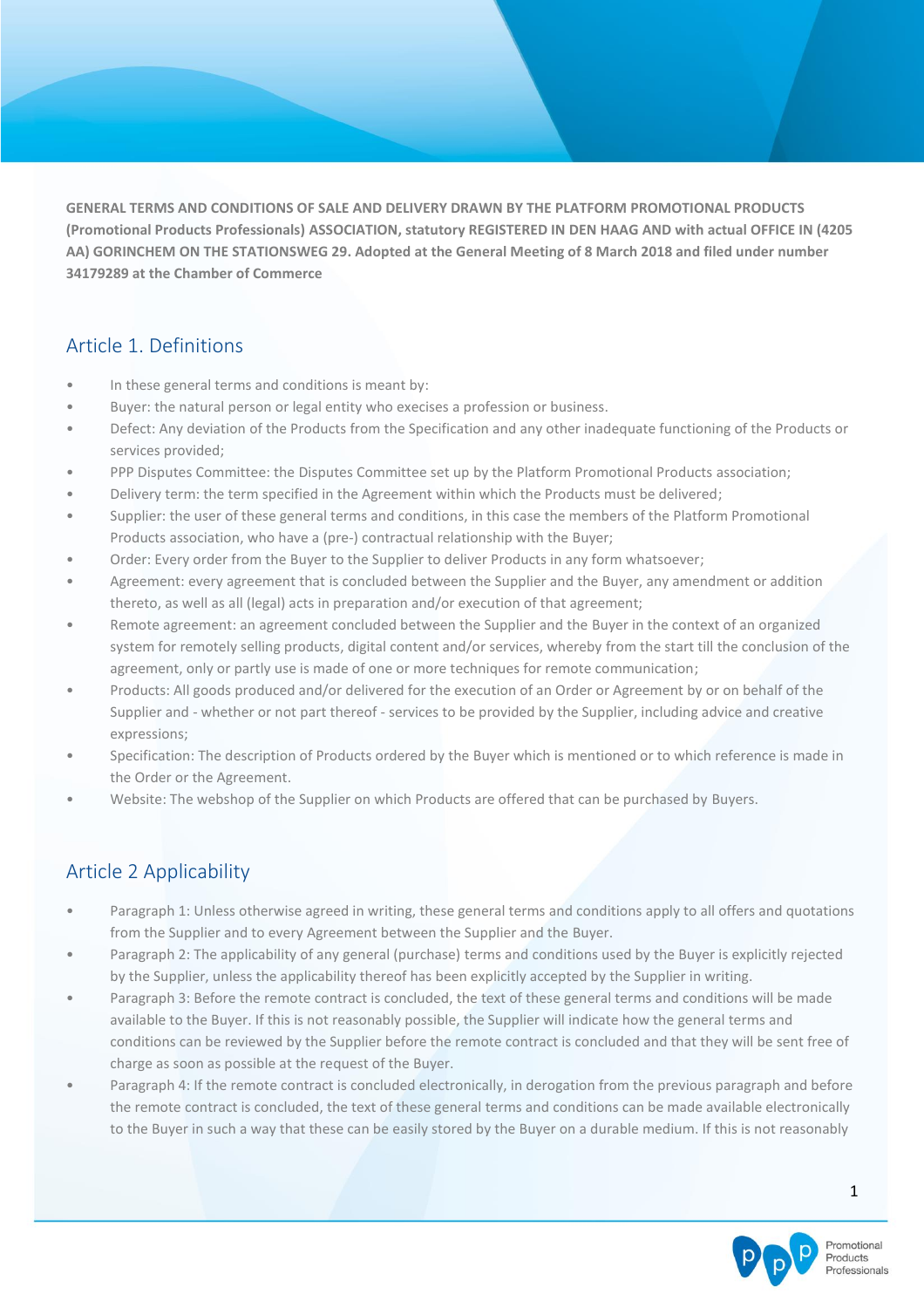**GENERAL TERMS AND CONDITIONS OF SALE AND DELIVERY DRAWN BY THE PLATFORM PROMOTIONAL PRODUCTS (Promotional Products Professionals) ASSOCIATION, statutory REGISTERED IN DEN HAAG AND with actual OFFICE IN (4205 AA) GORINCHEM ON THE STATIONSWEG 29. Adopted at the General Meeting of 8 March 2018 and filed under number 34179289 at the Chamber of Commerce**

## Article 1. Definitions

- In these general terms and conditions is meant by:
- Buyer: the natural person or legal entity who execises a profession or business.
- Defect: Any deviation of the Products from the Specification and any other inadequate functioning of the Products or services provided;
- PPP Disputes Committee: the Disputes Committee set up by the Platform Promotional Products association;
- Delivery term: the term specified in the Agreement within which the Products must be delivered;
- Supplier: the user of these general terms and conditions, in this case the members of the Platform Promotional Products association, who have a (pre-) contractual relationship with the Buyer;
- Order: Every order from the Buyer to the Supplier to deliver Products in any form whatsoever;
- Agreement: every agreement that is concluded between the Supplier and the Buyer, any amendment or addition thereto, as well as all (legal) acts in preparation and/or execution of that agreement;
- Remote agreement: an agreement concluded between the Supplier and the Buyer in the context of an organized system for remotely selling products, digital content and/or services, whereby from the start till the conclusion of the agreement, only or partly use is made of one or more techniques for remote communication;
- Products: All goods produced and/or delivered for the execution of an Order or Agreement by or on behalf of the Supplier and - whether or not part thereof - services to be provided by the Supplier, including advice and creative expressions;
- Specification: The description of Products ordered by the Buyer which is mentioned or to which reference is made in the Order or the Agreement.
- Website: The webshop of the Supplier on which Products are offered that can be purchased by Buyers.

## Article 2 Applicability

- Paragraph 1: Unless otherwise agreed in writing, these general terms and conditions apply to all offers and quotations from the Supplier and to every Agreement between the Supplier and the Buyer.
- Paragraph 2: The applicability of any general (purchase) terms and conditions used by the Buyer is explicitly rejected by the Supplier, unless the applicability thereof has been explicitly accepted by the Supplier in writing.
- Paragraph 3: Before the remote contract is concluded, the text of these general terms and conditions will be made available to the Buyer. If this is not reasonably possible, the Supplier will indicate how the general terms and conditions can be reviewed by the Supplier before the remote contract is concluded and that they will be sent free of charge as soon as possible at the request of the Buyer.
- Paragraph 4: If the remote contract is concluded electronically, in derogation from the previous paragraph and before the remote contract is concluded, the text of these general terms and conditions can be made available electronically to the Buyer in such a way that these can be easily stored by the Buyer on a durable medium. If this is not reasonably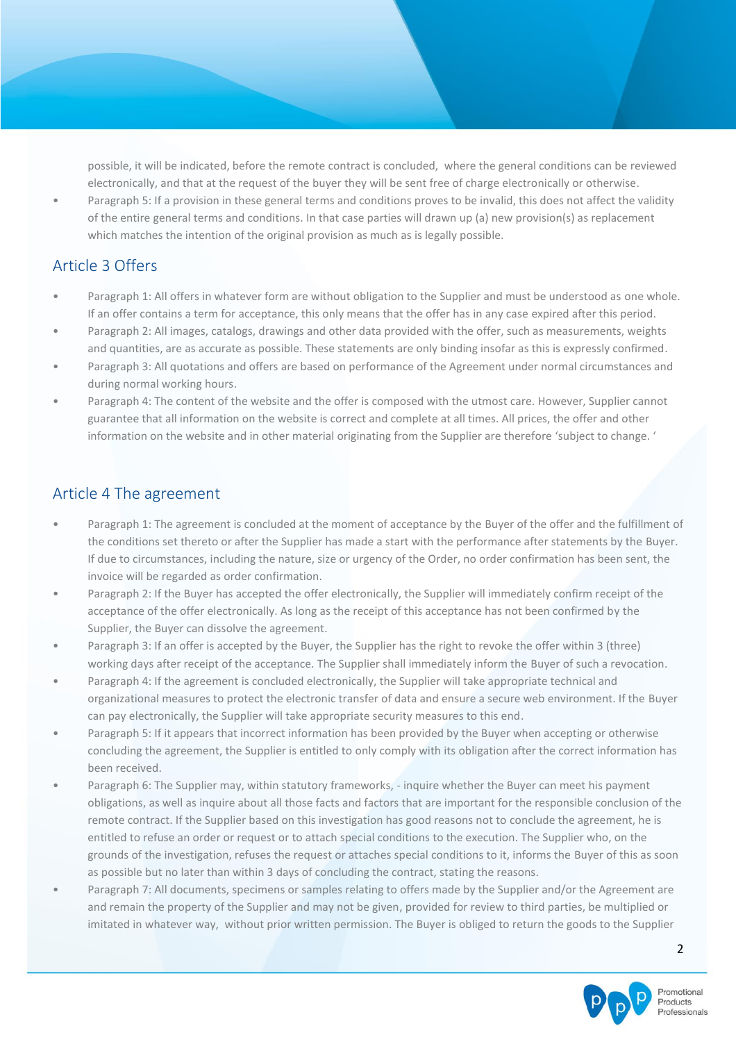possible, it will be indicated, before the remote contract is concluded, where the general conditions can be reviewed electronically, and that at the request of the buyer they will be sent free of charge electronically or otherwise.

- Paragraph 5: If a provision in these general terms and conditions proves to be invalid, this does not affect the validity of the entire general terms and conditions. In that case parties will drawn up (a) new provision(s) as replacement which matches the intention of the original provision as much as is legally possible.

## Article 3 Offers

- Paragraph 1: All offers in whatever form are without obligation to the Supplier and must be understood as one whole. If an offer contains a term for acceptance, this only means that the offer has in any case expired after this period.
- Paragraph 2: All images, catalogs, drawings and other data provided with the offer, such as measurements, weights and quantities, are as accurate as possible. These statements are only binding insofar as this is expressly confirmed.
- Paragraph 3: All quotations and offers are based on performance of the Agreement under normal circumstances and during normal working hours.
- Paragraph 4: The content of the website and the offer is composed with the utmost care. However, Supplier cannot guarantee that all information on the website is correct and complete at all times. All prices, the offer and other information on the website and in other material originating from the Supplier are therefore 'subject to change. '

## Article 4 The agreement

- Paragraph 1: The agreement is concluded at the moment of acceptance by the Buyer of the offer and the fulfillment of the conditions set thereto or after the Supplier has made a start with the performance after statements by the Buyer. If due to circumstances, including the nature, size or urgency of the Order, no order confirmation has been sent, the invoice will be regarded as order confirmation.
- Paragraph 2: If the Buyer has accepted the offer electronically, the Supplier will immediately confirm receipt of the acceptance of the offer electronically. As long as the receipt of this acceptance has not been confirmed by the Supplier, the Buyer can dissolve the agreement.
- Paragraph 3: If an offer is accepted by the Buyer, the Supplier has the right to revoke the offer within 3 (three) working days after receipt of the acceptance. The Supplier shall immediately inform the Buyer of such a revocation.
- Paragraph 4: If the agreement is concluded electronically, the Supplier will take appropriate technical and organizational measures to protect the electronic transfer of data and ensure a secure web environment. If the Buyer can pay electronically, the Supplier will take appropriate security measures to this end.
- Paragraph 5: If it appears that incorrect information has been provided by the Buyer when accepting or otherwise concluding the agreement, the Supplier is entitled to only comply with its obligation after the correct information has been received.
- Paragraph 6: The Supplier may, within statutory frameworks, - inquire whether the Buyer can meet his payment obligations, as well as inquire about all those facts and factors that are important for the responsible conclusion of the remote contract. If the Supplier based on this investigation has good reasons not to conclude the agreement, he is entitled to refuse an order or request or to attach special conditions to the execution. The Supplier who, on the grounds of the investigation, refuses the request or attaches special conditions to it, informs the Buyer of this as soon as possible but no later than within 3 days of concluding the contract, stating the reasons.
- Paragraph 7: All documents, specimens or samples relating to offers made by the Supplier and/or the Agreement are and remain the property of the Supplier and may not be given, provided for review to third parties, be multiplied or imitated in whatever way, without prior written permission. The Buyer is obliged to return the goods to the Supplier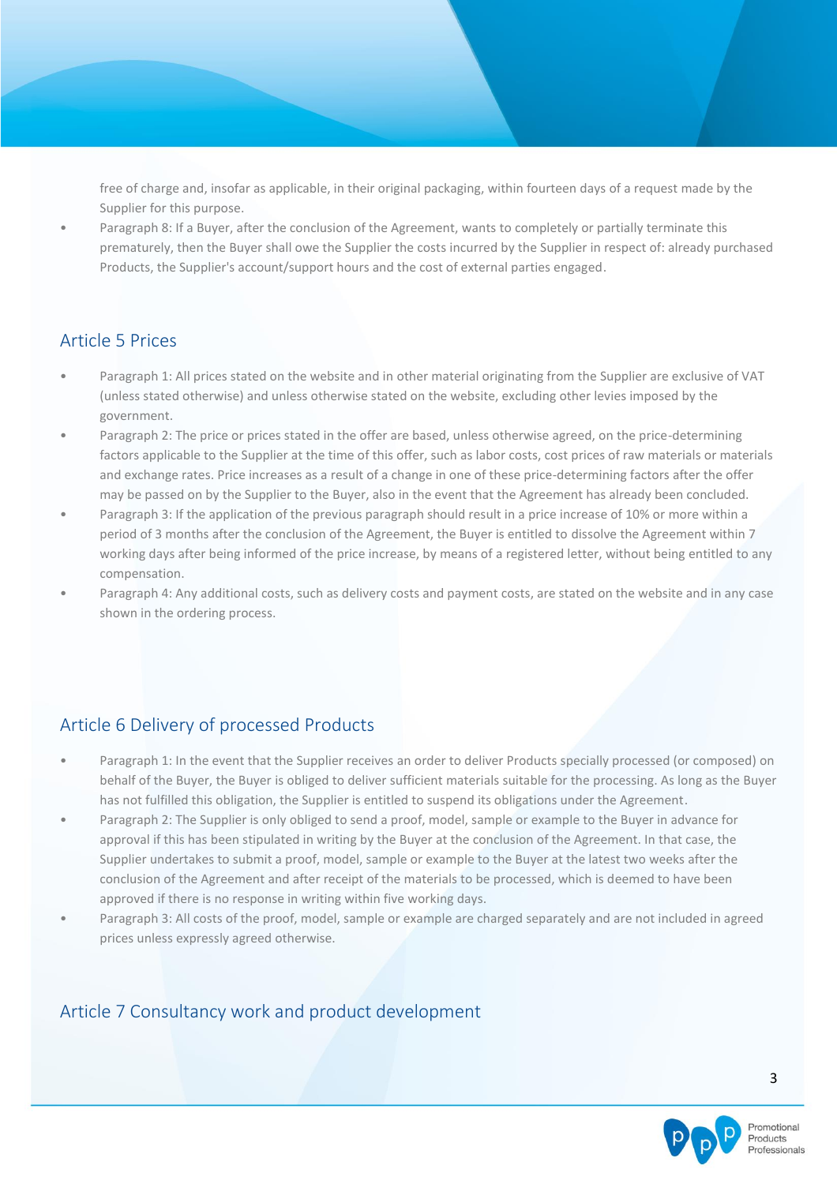free of charge and, insofar as applicable, in their original packaging, within fourteen days of a request made by the Supplier for this purpose.

- Paragraph 8: If a Buyer, after the conclusion of the Agreement, wants to completely or partially terminate this prematurely, then the Buyer shall owe the Supplier the costs incurred by the Supplier in respect of: already purchased Products, the Supplier's account/support hours and the cost of external parties engaged.

## Article 5 Prices

- Paragraph 1: All prices stated on the website and in other material originating from the Supplier are exclusive of VAT (unless stated otherwise) and unless otherwise stated on the website, excluding other levies imposed by the government.
- Paragraph 2: The price or prices stated in the offer are based, unless otherwise agreed, on the price-determining factors applicable to the Supplier at the time of this offer, such as labor costs, cost prices of raw materials or materials and exchange rates. Price increases as a result of a change in one of these price-determining factors after the offer may be passed on by the Supplier to the Buyer, also in the event that the Agreement has already been concluded.
- Paragraph 3: If the application of the previous paragraph should result in a price increase of 10% or more within a period of 3 months after the conclusion of the Agreement, the Buyer is entitled to dissolve the Agreement within 7 working days after being informed of the price increase, by means of a registered letter, without being entitled to any compensation.
- Paragraph 4: Any additional costs, such as delivery costs and payment costs, are stated on the website and in any case shown in the ordering process.

## Article 6 Delivery of processed Products

- Paragraph 1: In the event that the Supplier receives an order to deliver Products specially processed (or composed) on behalf of the Buyer, the Buyer is obliged to deliver sufficient materials suitable for the processing. As long as the Buyer has not fulfilled this obligation, the Supplier is entitled to suspend its obligations under the Agreement.
- Paragraph 2: The Supplier is only obliged to send a proof, model, sample or example to the Buyer in advance for approval if this has been stipulated in writing by the Buyer at the conclusion of the Agreement. In that case, the Supplier undertakes to submit a proof, model, sample or example to the Buyer at the latest two weeks after the conclusion of the Agreement and after receipt of the materials to be processed, which is deemed to have been approved if there is no response in writing within five working days.
- Paragraph 3: All costs of the proof, model, sample or example are charged separately and are not included in agreed prices unless expressly agreed otherwise.

## Article 7 Consultancy work and product development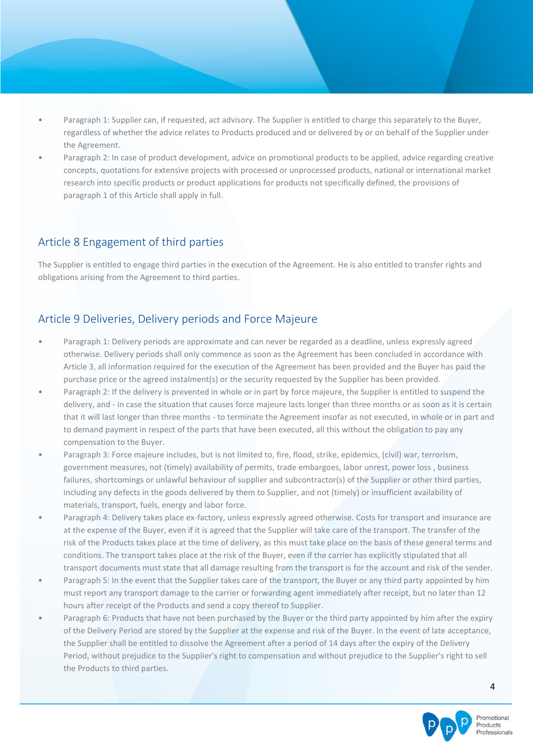- Paragraph 1: Supplier can, if requested, act advisory. The Supplier is entitled to charge this separately to the Buyer, regardless of whether the advice relates to Products produced and or delivered by or on behalf of the Supplier under the Agreement.
- Paragraph 2: In case of product development, advice on promotional products to be applied, advice regarding creative concepts, quotations for extensive projects with processed or unprocessed products, national or international market research into specific products or product applications for products not specifically defined, the provisions of paragraph 1 of this Article shall apply in full.

## Article 8 Engagement of third parties

The Supplier is entitled to engage third parties in the execution of the Agreement. He is also entitled to transfer rights and obligations arising from the Agreement to third parties.

## Article 9 Deliveries, Delivery periods and Force Majeure

- Paragraph 1: Delivery periods are approximate and can never be regarded as a deadline, unless expressly agreed otherwise. Delivery periods shall only commence as soon as the Agreement has been concluded in accordance with Article 3, all information required for the execution of the Agreement has been provided and the Buyer has paid the purchase price or the agreed instalment(s) or the security requested by the Supplier has been provided.
- Paragraph 2: If the delivery is prevented in whole or in part by force majeure, the Supplier is entitled to suspend the delivery, and - in case the situation that causes force majeure lasts longer than three months or as soon as it is certain that it will last longer than three months - to terminate the Agreement insofar as not executed, in whole or in part and to demand payment in respect of the parts that have been executed, all this without the obligation to pay any compensation to the Buyer.
- Paragraph 3: Force majeure includes, but is not limited to, fire, flood, strike, epidemics, (civil) war, terrorism, government measures, not (timely) availability of permits, trade embargoes, labor unrest, power loss , business failures, shortcomings or unlawful behaviour of supplier and subcontractor(s) of the Supplier or other third parties, including any defects in the goods delivered by them to Supplier, and not (timely) or insufficient availability of materials, transport, fuels, energy and labor force.
- Paragraph 4: Delivery takes place ex-factory, unless expressly agreed otherwise. Costs for transport and insurance are at the expense of the Buyer, even if it is agreed that the Supplier will take care of the transport. The transfer of the risk of the Products takes place at the time of delivery, as this must take place on the basis of these general terms and conditions. The transport takes place at the risk of the Buyer, even if the carrier has explicitly stipulated that all transport documents must state that all damage resulting from the transport is for the account and risk of the sender.
- Paragraph 5: In the event that the Supplier takes care of the transport, the Buyer or any third party appointed by him must report any transport damage to the carrier or forwarding agent immediately after receipt, but no later than 12 hours after receipt of the Products and send a copy thereof to Supplier.
- Paragraph 6: Products that have not been purchased by the Buyer or the third party appointed by him after the expiry of the Delivery Period are stored by the Supplier at the expense and risk of the Buyer. In the event of late acceptance, the Supplier shall be entitled to dissolve the Agreement after a period of 14 days after the expiry of the Delivery Period, without prejudice to the Supplier's right to compensation and without prejudice to the Supplier's right to sell the Products to third parties.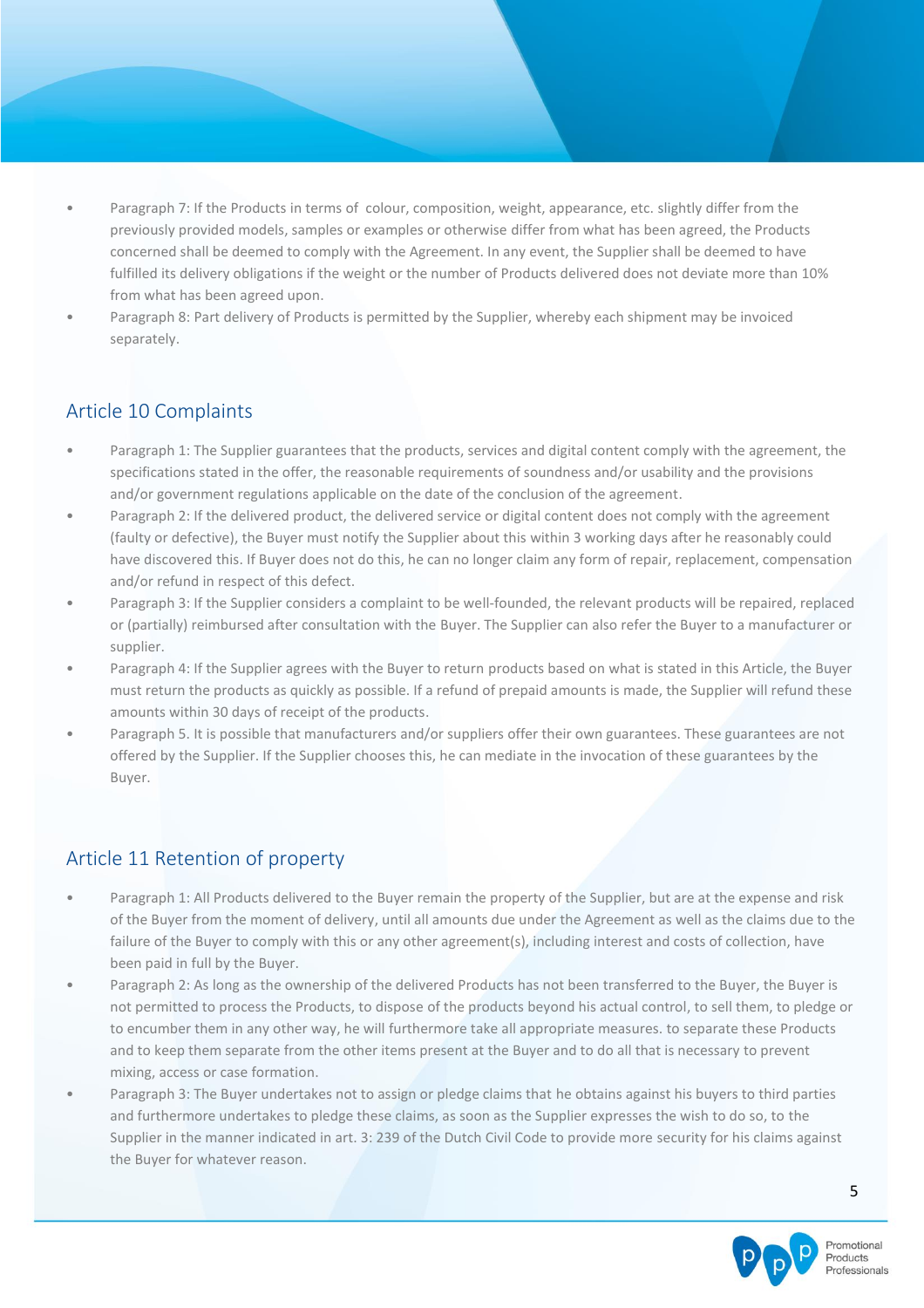- Paragraph 7: If the Products in terms of colour, composition, weight, appearance, etc. slightly differ from the previously provided models, samples or examples or otherwise differ from what has been agreed, the Products concerned shall be deemed to comply with the Agreement. In any event, the Supplier shall be deemed to have fulfilled its delivery obligations if the weight or the number of Products delivered does not deviate more than 10% from what has been agreed upon.
- Paragraph 8: Part delivery of Products is permitted by the Supplier, whereby each shipment may be invoiced separately.

## Article 10 Complaints

- Paragraph 1: The Supplier guarantees that the products, services and digital content comply with the agreement, the specifications stated in the offer, the reasonable requirements of soundness and/or usability and the provisions and/or government regulations applicable on the date of the conclusion of the agreement.
- Paragraph 2: If the delivered product, the delivered service or digital content does not comply with the agreement (faulty or defective), the Buyer must notify the Supplier about this within 3 working days after he reasonably could have discovered this. If Buyer does not do this, he can no longer claim any form of repair, replacement, compensation and/or refund in respect of this defect.
- Paragraph 3: If the Supplier considers a complaint to be well-founded, the relevant products will be repaired, replaced or (partially) reimbursed after consultation with the Buyer. The Supplier can also refer the Buyer to a manufacturer or supplier.
- Paragraph 4: If the Supplier agrees with the Buyer to return products based on what is stated in this Article, the Buyer must return the products as quickly as possible. If a refund of prepaid amounts is made, the Supplier will refund these amounts within 30 days of receipt of the products.
- Paragraph 5. It is possible that manufacturers and/or suppliers offer their own guarantees. These guarantees are not offered by the Supplier. If the Supplier chooses this, he can mediate in the invocation of these guarantees by the Buyer.

## Article 11 Retention of property

- Paragraph 1: All Products delivered to the Buyer remain the property of the Supplier, but are at the expense and risk of the Buyer from the moment of delivery, until all amounts due under the Agreement as well as the claims due to the failure of the Buyer to comply with this or any other agreement(s), including interest and costs of collection, have been paid in full by the Buyer.
- Paragraph 2: As long as the ownership of the delivered Products has not been transferred to the Buyer, the Buyer is not permitted to process the Products, to dispose of the products beyond his actual control, to sell them, to pledge or to encumber them in any other way, he will furthermore take all appropriate measures. to separate these Products and to keep them separate from the other items present at the Buyer and to do all that is necessary to prevent mixing, access or case formation.
- Paragraph 3: The Buyer undertakes not to assign or pledge claims that he obtains against his buyers to third parties and furthermore undertakes to pledge these claims, as soon as the Supplier expresses the wish to do so, to the Supplier in the manner indicated in art. 3: 239 of the Dutch Civil Code to provide more security for his claims against the Buyer for whatever reason.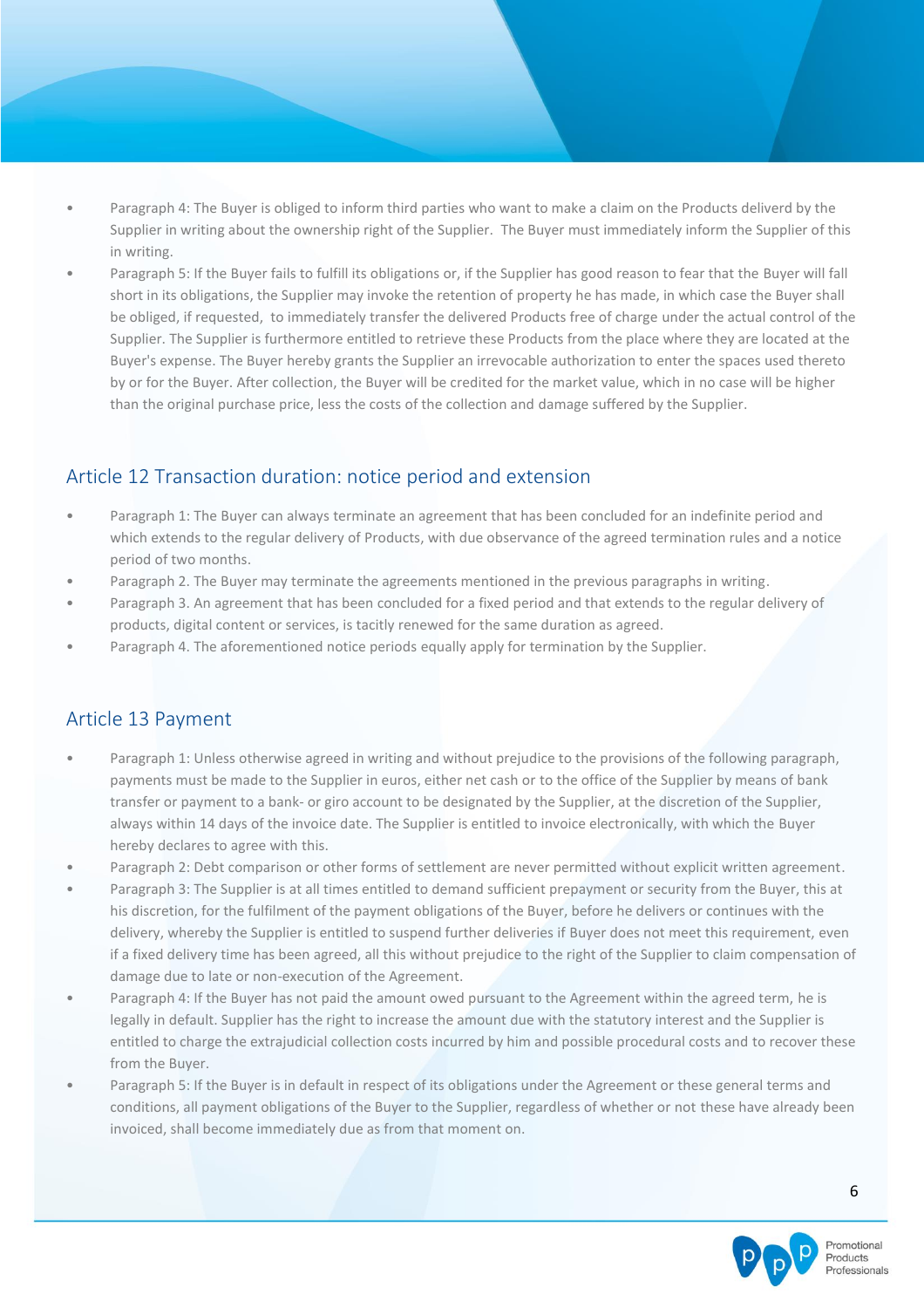- Paragraph 4: The Buyer is obliged to inform third parties who want to make a claim on the Products deliverd by the Supplier in writing about the ownership right of the Supplier. The Buyer must immediately inform the Supplier of this in writing.
- Paragraph 5: If the Buyer fails to fulfill its obligations or, if the Supplier has good reason to fear that the Buyer will fall short in its obligations, the Supplier may invoke the retention of property he has made, in which case the Buyer shall be obliged, if requested, to immediately transfer the delivered Products free of charge under the actual control of the Supplier. The Supplier is furthermore entitled to retrieve these Products from the place where they are located at the Buyer's expense. The Buyer hereby grants the Supplier an irrevocable authorization to enter the spaces used thereto by or for the Buyer. After collection, the Buyer will be credited for the market value, which in no case will be higher than the original purchase price, less the costs of the collection and damage suffered by the Supplier.

## Article 12 Transaction duration: notice period and extension

- Paragraph 1: The Buyer can always terminate an agreement that has been concluded for an indefinite period and which extends to the regular delivery of Products, with due observance of the agreed termination rules and a notice period of two months.
- Paragraph 2. The Buyer may terminate the agreements mentioned in the previous paragraphs in writing.
- Paragraph 3. An agreement that has been concluded for a fixed period and that extends to the regular delivery of products, digital content or services, is tacitly renewed for the same duration as agreed.
- Paragraph 4. The aforementioned notice periods equally apply for termination by the Supplier.

## Article 13 Payment

- Paragraph 1: Unless otherwise agreed in writing and without prejudice to the provisions of the following paragraph, payments must be made to the Supplier in euros, either net cash or to the office of the Supplier by means of bank transfer or payment to a bank- or giro account to be designated by the Supplier, at the discretion of the Supplier, always within 14 days of the invoice date. The Supplier is entitled to invoice electronically, with which the Buyer hereby declares to agree with this.
- Paragraph 2: Debt comparison or other forms of settlement are never permitted without explicit written agreement.
- Paragraph 3: The Supplier is at all times entitled to demand sufficient prepayment or security from the Buyer, this at his discretion, for the fulfilment of the payment obligations of the Buyer, before he delivers or continues with the delivery, whereby the Supplier is entitled to suspend further deliveries if Buyer does not meet this requirement, even if a fixed delivery time has been agreed, all this without prejudice to the right of the Supplier to claim compensation of damage due to late or non-execution of the Agreement.
- Paragraph 4: If the Buyer has not paid the amount owed pursuant to the Agreement within the agreed term, he is legally in default. Supplier has the right to increase the amount due with the statutory interest and the Supplier is entitled to charge the extrajudicial collection costs incurred by him and possible procedural costs and to recover these from the Buyer.
- Paragraph 5: If the Buyer is in default in respect of its obligations under the Agreement or these general terms and conditions, all payment obligations of the Buyer to the Supplier, regardless of whether or not these have already been invoiced, shall become immediately due as from that moment on.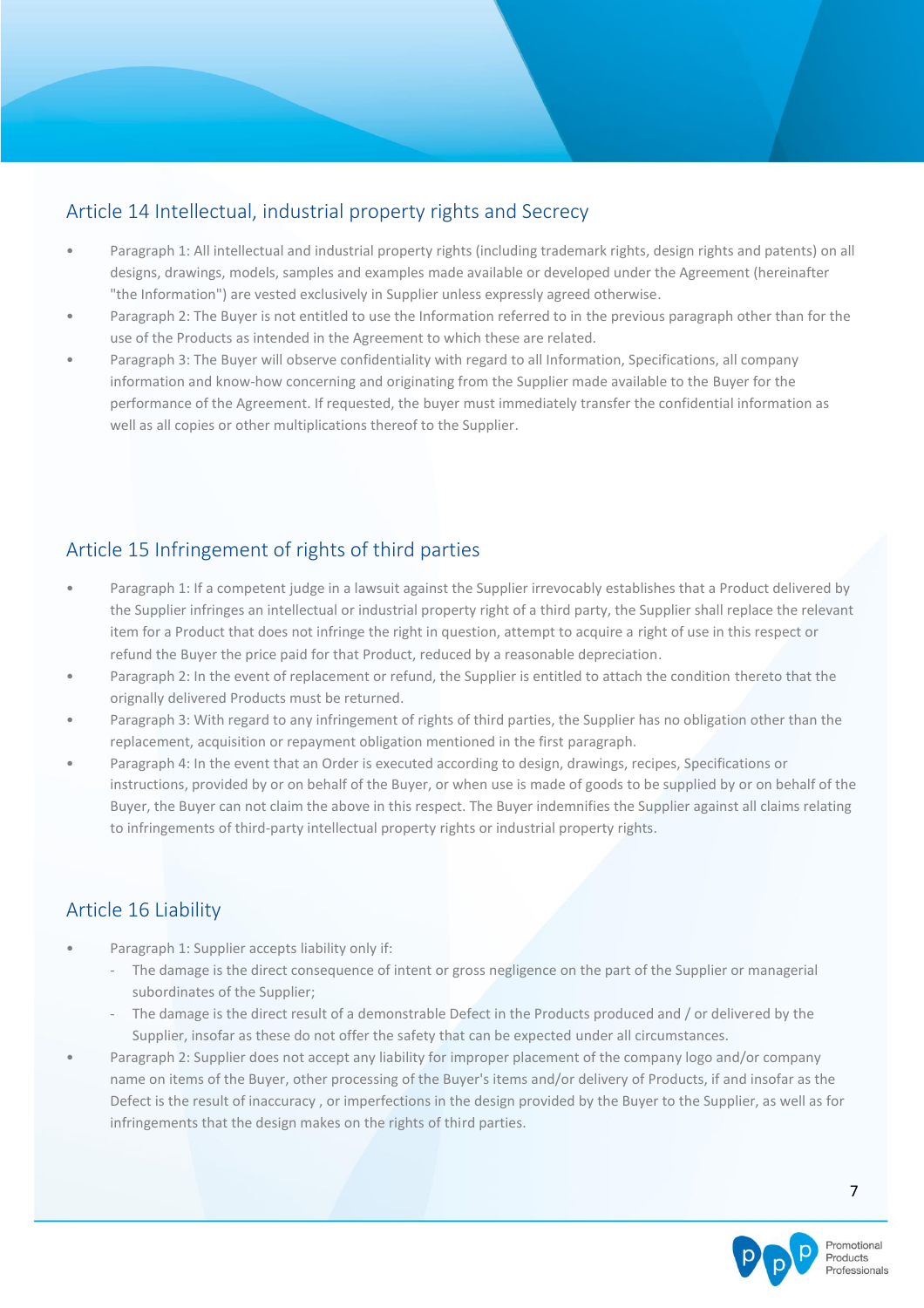## Article 14 Intellectual, industrial property rights and Secrecy

- Paragraph 1: All intellectual and industrial property rights (including trademark rights, design rights and patents) on all designs, drawings, models, samples and examples made available or developed under the Agreement (hereinafter "the Information") are vested exclusively in Supplier unless expressly agreed otherwise.
- Paragraph 2: The Buyer is not entitled to use the Information referred to in the previous paragraph other than for the use of the Products as intended in the Agreement to which these are related.
- Paragraph 3: The Buyer will observe confidentiality with regard to all Information, Specifications, all company information and know-how concerning and originating from the Supplier made available to the Buyer for the performance of the Agreement. If requested, the buyer must immediately transfer the confidential information as well as all copies or other multiplications thereof to the Supplier.

## Article 15 Infringement of rights of third parties

- Paragraph 1: If a competent judge in a lawsuit against the Supplier irrevocably establishes that a Product delivered by the Supplier infringes an intellectual or industrial property right of a third party, the Supplier shall replace the relevant item for a Product that does not infringe the right in question, attempt to acquire a right of use in this respect or refund the Buyer the price paid for that Product, reduced by a reasonable depreciation.
- Paragraph 2: In the event of replacement or refund, the Supplier is entitled to attach the condition thereto that the orignally delivered Products must be returned.
- Paragraph 3: With regard to any infringement of rights of third parties, the Supplier has no obligation other than the replacement, acquisition or repayment obligation mentioned in the first paragraph.
- Paragraph 4: In the event that an Order is executed according to design, drawings, recipes, Specifications or instructions, provided by or on behalf of the Buyer, or when use is made of goods to be supplied by or on behalf of the Buyer, the Buyer can not claim the above in this respect. The Buyer indemnifies the Supplier against all claims relating to infringements of third-party intellectual property rights or industrial property rights.

## Article 16 Liability

- Paragraph 1: Supplier accepts liability only if:
  - The damage is the direct consequence of intent or gross negligence on the part of the Supplier or managerial subordinates of the Supplier;
  - The damage is the direct result of a demonstrable Defect in the Products produced and / or delivered by the Supplier, insofar as these do not offer the safety that can be expected under all circumstances.
- Paragraph 2: Supplier does not accept any liability for improper placement of the company logo and/or company name on items of the Buyer, other processing of the Buyer's items and/or delivery of Products, if and insofar as the Defect is the result of inaccuracy , or imperfections in the design provided by the Buyer to the Supplier, as well as for infringements that the design makes on the rights of third parties.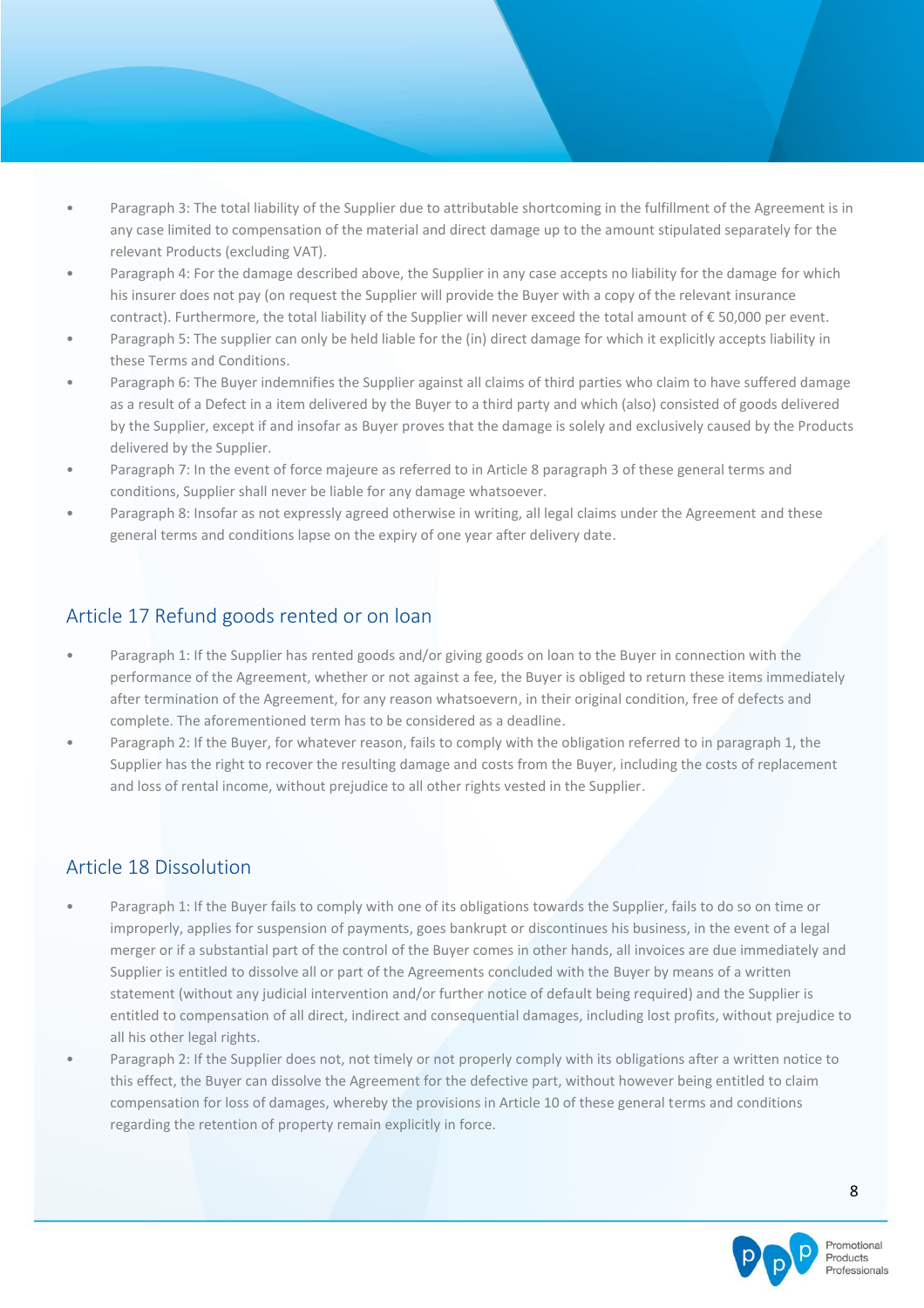- Paragraph 3: The total liability of the Supplier due to attributable shortcoming in the fulfillment of the Agreement is in any case limited to compensation of the material and direct damage up to the amount stipulated separately for the relevant Products (excluding VAT).
- Paragraph 4: For the damage described above, the Supplier in any case accepts no liability for the damage for which his insurer does not pay (on request the Supplier will provide the Buyer with a copy of the relevant insurance contract). Furthermore, the total liability of the Supplier will never exceed the total amount of € 50,000 per event.
- Paragraph 5: The supplier can only be held liable for the (in) direct damage for which it explicitly accepts liability in these Terms and Conditions.
- Paragraph 6: The Buyer indemnifies the Supplier against all claims of third parties who claim to have suffered damage as a result of a Defect in a item delivered by the Buyer to a third party and which (also) consisted of goods delivered by the Supplier, except if and insofar as Buyer proves that the damage is solely and exclusively caused by the Products delivered by the Supplier.
- Paragraph 7: In the event of force majeure as referred to in Article 8 paragraph 3 of these general terms and conditions, Supplier shall never be liable for any damage whatsoever.
- Paragraph 8: Insofar as not expressly agreed otherwise in writing, all legal claims under the Agreement and these general terms and conditions lapse on the expiry of one year after delivery date.

## Article 17 Refund goods rented or on loan

- Paragraph 1: If the Supplier has rented goods and/or giving goods on loan to the Buyer in connection with the performance of the Agreement, whether or not against a fee, the Buyer is obliged to return these items immediately after termination of the Agreement, for any reason whatsoevern, in their original condition, free of defects and complete. The aforementioned term has to be considered as a deadline.
- Paragraph 2: If the Buyer, for whatever reason, fails to comply with the obligation referred to in paragraph 1, the Supplier has the right to recover the resulting damage and costs from the Buyer, including the costs of replacement and loss of rental income, without prejudice to all other rights vested in the Supplier.

## Article 18 Dissolution

- Paragraph 1: If the Buyer fails to comply with one of its obligations towards the Supplier, fails to do so on time or improperly, applies for suspension of payments, goes bankrupt or discontinues his business, in the event of a legal merger or if a substantial part of the control of the Buyer comes in other hands, all invoices are due immediately and Supplier is entitled to dissolve all or part of the Agreements concluded with the Buyer by means of a written statement (without any judicial intervention and/or further notice of default being required) and the Supplier is entitled to compensation of all direct, indirect and consequential damages, including lost profits, without prejudice to all his other legal rights.
- Paragraph 2: If the Supplier does not, not timely or not properly comply with its obligations after a written notice to this effect, the Buyer can dissolve the Agreement for the defective part, without however being entitled to claim compensation for loss of damages, whereby the provisions in Article 10 of these general terms and conditions regarding the retention of property remain explicitly in force.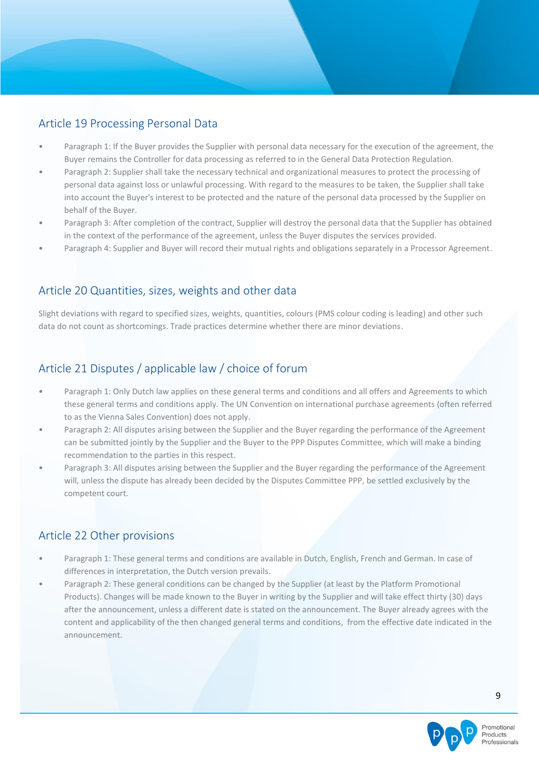## Article 19 Processing Personal Data

- Paragraph 1: If the Buyer provides the Supplier with personal data necessary for the execution of the agreement, the Buyer remains the Controller for data processing as referred to in the General Data Protection Regulation.
- Paragraph 2: Supplier shall take the necessary technical and organizational measures to protect the processing of personal data against loss or unlawful processing. With regard to the measures to be taken, the Supplier shall take into account the Buyer's interest to be protected and the nature of the personal data processed by the Supplier on behalf of the Buyer.
- Paragraph 3: After completion of the contract, Supplier will destroy the personal data that the Supplier has obtained in the context of the performance of the agreement, unless the Buyer disputes the services provided.
- Paragraph 4: Supplier and Buyer will record their mutual rights and obligations separately in a Processor Agreement.

## Article 20 Quantities, sizes, weights and other data

Slight deviations with regard to specified sizes, weights, quantities, colours (PMS colour coding is leading) and other such data do not count as shortcomings. Trade practices determine whether there are minor deviations.

## Article 21 Disputes / applicable law / choice of forum

- Paragraph 1: Only Dutch law applies on these general terms and conditions and all offers and Agreements to which these general terms and conditions apply. The UN Convention on international purchase agreements (often referred to as the Vienna Sales Convention) does not apply.
- Paragraph 2: All disputes arising between the Supplier and the Buyer regarding the performance of the Agreement can be submitted jointly by the Supplier and the Buyer to the PPP Disputes Committee, which will make a binding recommendation to the parties in this respect.
- Paragraph 3: All disputes arising between the Supplier and the Buyer regarding the performance of the Agreement will, unless the dispute has already been decided by the Disputes Committee PPP, be settled exclusively by the competent court.

## Article 22 Other provisions

- Paragraph 1: These general terms and conditions are available in Dutch, English, French and German. In case of differences in interpretation, the Dutch version prevails.
- Paragraph 2: These general conditions can be changed by the Supplier (at least by the Platform Promotional Products). Changes will be made known to the Buyer in writing by the Supplier and will take effect thirty (30) days after the announcement, unless a different date is stated on the announcement. The Buyer already agrees with the content and applicability of the then changed general terms and conditions, from the effective date indicated in the announcement.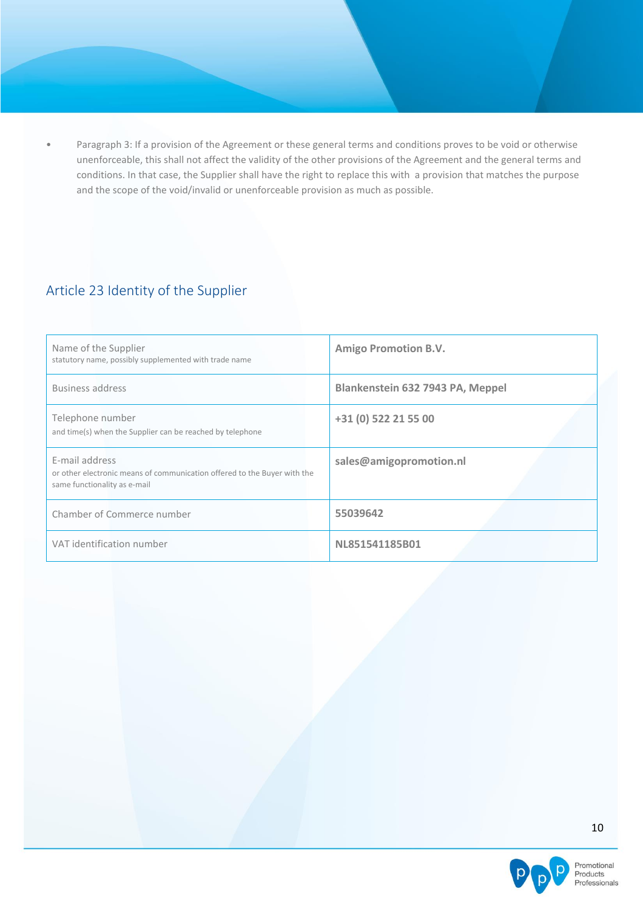- Paragraph 3: If a provision of the Agreement or these general terms and conditions proves to be void or otherwise unenforceable, this shall not affect the validity of the other provisions of the Agreement and the general terms and conditions. In that case, the Supplier shall have the right to replace this with a provision that matches the purpose and the scope of the void/invalid or unenforceable provision as much as possible.

## Article 23 Identity of the Supplier

| | |
|---|---|
| Name of the Supplier<br>statutory name, possibly supplemented with trade name | **Amigo Promotion B.V.** |
| Business address | **Blankenstein 632 7943 PA, Meppel** |
| Telephone number<br>and time(s) when the Supplier can be reached by telephone | **+31 (0) 522 21 55 00** |
| E-mail address<br>or other electronic means of communication offered to the Buyer with the same functionality as e-mail | **sales@amigopromotion.nl** |
| Chamber of Commerce number | **55039642** |
| VAT identification number | **NL851541185B01** |